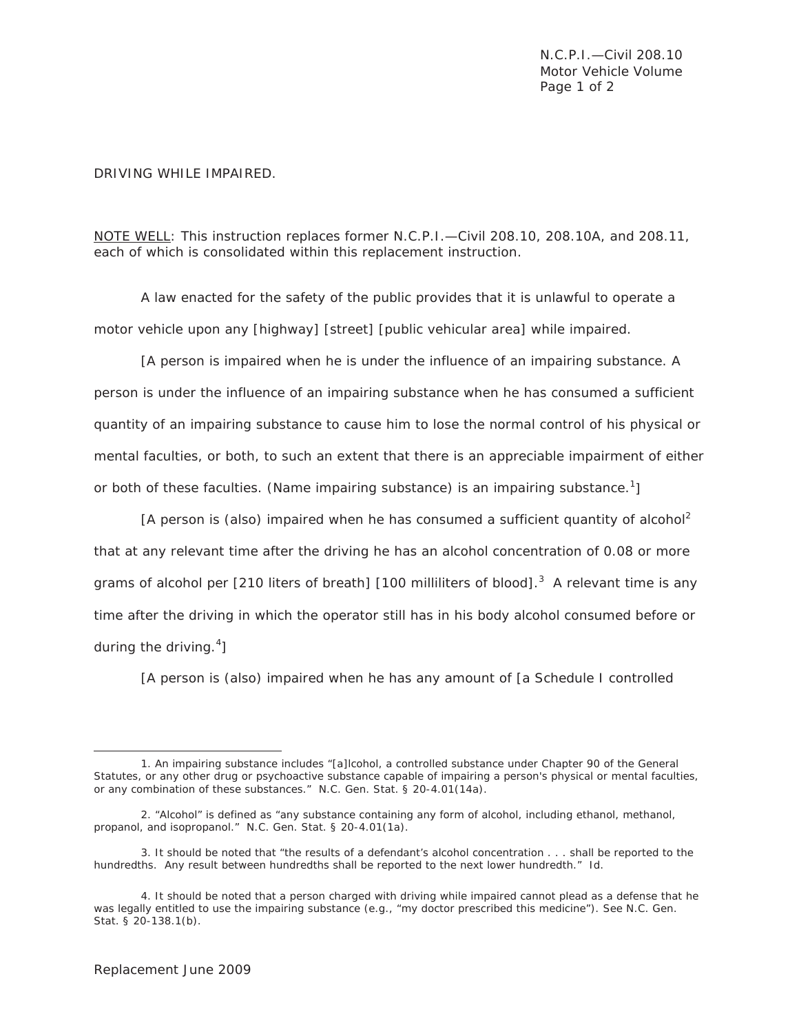DRIVING WHILE IMPAIRED.

NOTE WELL: This instruction replaces former N.C.P.I.—Civil 208.10, 208.10A, and 208.11, each of which is consolidated within this replacement instruction.

A law enacted for the safety of the public provides that it is unlawful to operate a motor vehicle upon any [highway] [street] [public vehicular area] while impaired.

[A person is impaired when he is under the influence of an impairing substance. A person is under the influence of an impairing substance when he has consumed a sufficient quantity of an impairing substance to cause him to lose the normal control of his physical or mental faculties, or both, to such an extent that there is an appreciable impairment of either or both of these faculties. (Name impairing substance) is an impairing substance.[1]]

[A person is (also) impaired when he has consumed a sufficient quantity of alcohol[2] that at any relevant time after the driving he has an alcohol concentration of 0.08 or more grams of alcohol per [210 liters of breath] [100 milliliters of blood].[3] A relevant time is any time after the driving in which the operator still has in his body alcohol consumed before or during the driving.[4]]

[A person is (also) impaired when he has any amount of [a Schedule I controlled

---

1. An impairing substance includes "[a]lcohol, a controlled substance under Chapter 90 of the General Statutes, or any other drug or psychoactive substance capable of impairing a person's physical or mental faculties, or any combination of these substances." N.C. Gen. Stat. § 20-4.01(14a).

2. "Alcohol" is defined as "any substance containing any form of alcohol, including ethanol, methanol, propanol, and isopropanol." N.C. Gen. Stat. § 20-4.01(1a).

3. It should be noted that "the results of a defendant's alcohol concentration . . . shall be reported to the hundredths. Any result between hundredths shall be reported to the next lower hundredth." Id.

4. It should be noted that a person charged with driving while impaired cannot plead as a defense that he was legally entitled to use the impairing substance (e.g., "my doctor prescribed this medicine"). See N.C. Gen. Stat. § 20-138.1(b).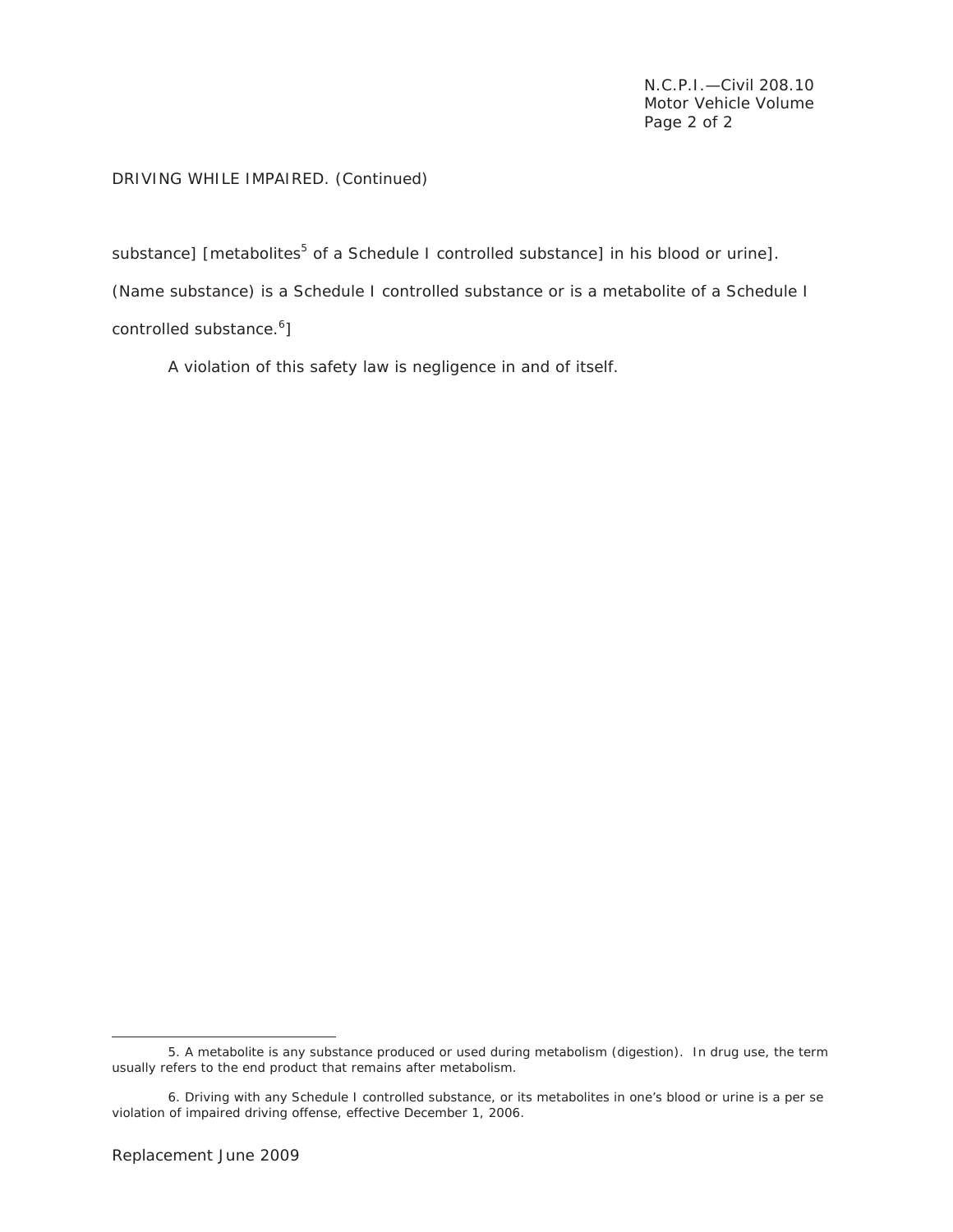DRIVING WHILE IMPAIRED. (Continued)

substance] [metabolites[5] of a Schedule I controlled substance] in his blood or urine]. (Name substance) is a Schedule I controlled substance or is a metabolite of a Schedule I controlled substance.[6]]

A violation of this safety law is negligence in and of itself.

---

5. A metabolite is any substance produced or used during metabolism (digestion). In drug use, the term usually refers to the end product that remains after metabolism.

6. Driving with any Schedule I controlled substance, or its metabolites in one's blood or urine is a per se violation of impaired driving offense, effective December 1, 2006.